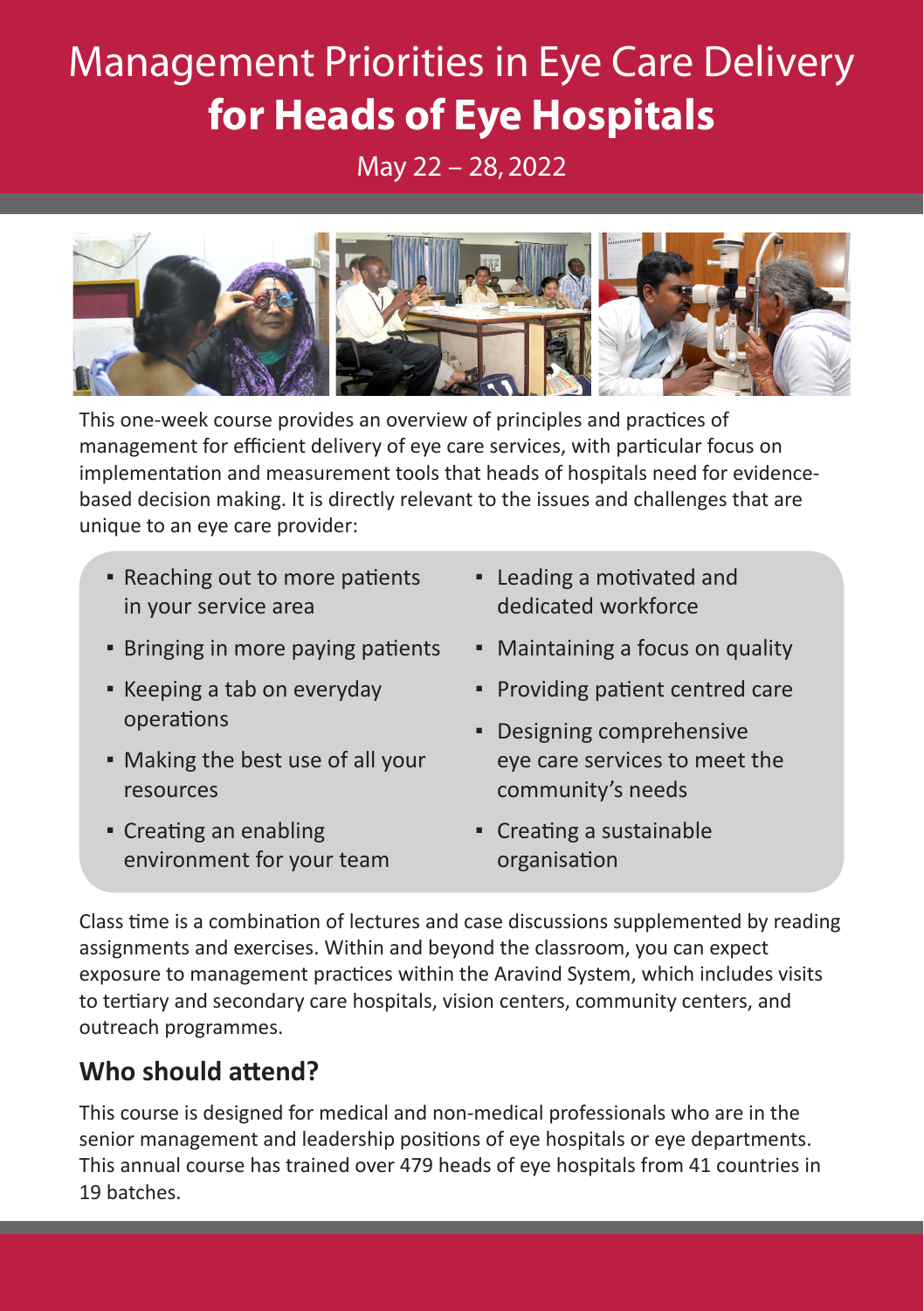# Management Priorities in Eye Care Delivery **for Heads of Eye Hospitals**

May 22 – 28, 2022

This one-week course provides an overview of principles and practices of management for efficient delivery of eye care services, with particular focus on implementation and measurement tools that heads of hospitals need for evidence-based decision making. It is directly relevant to the issues and challenges that are unique to an eye care provider:

- Reaching out to more patients in your service area
- Bringing in more paying patients
- Keeping a tab on everyday operations
- Making the best use of all your resources
- Creating an enabling environment for your team
- Leading a motivated and dedicated workforce
- Maintaining a focus on quality
- Providing patient centred care
- Designing comprehensive eye care services to meet the community's needs
- Creating a sustainable organisation

Class time is a combination of lectures and case discussions supplemented by reading assignments and exercises. Within and beyond the classroom, you can expect exposure to management practices within the Aravind System, which includes visits to tertiary and secondary care hospitals, vision centers, community centers, and outreach programmes.

## Who should attend?

This course is designed for medical and non-medical professionals who are in the senior management and leadership positions of eye hospitals or eye departments. This annual course has trained over 479 heads of eye hospitals from 41 countries in 19 batches.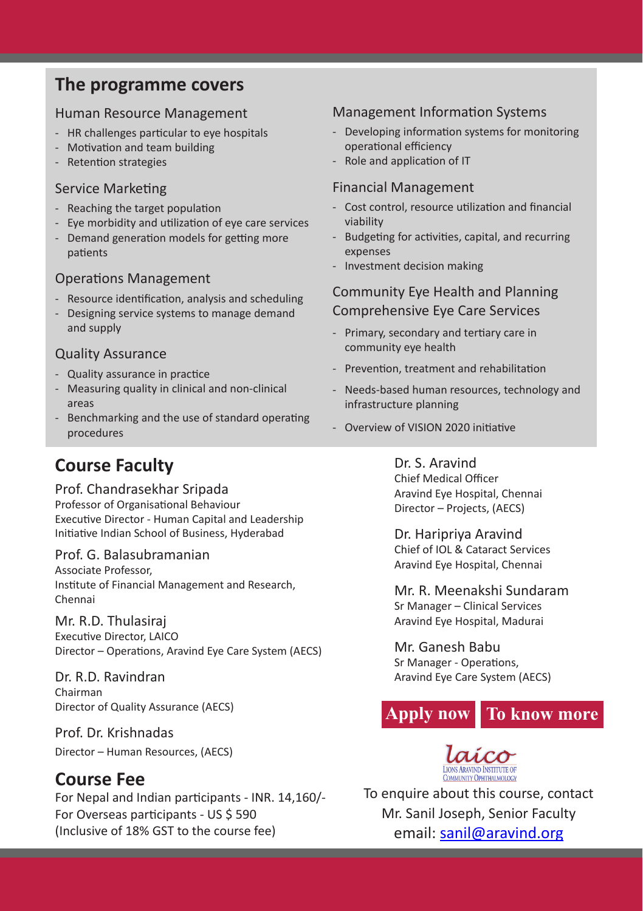## The programme covers

### Human Resource Management

- HR challenges particular to eye hospitals
- Motivation and team building
- Retention strategies

### Service Marketing

- Reaching the target population
- Eye morbidity and utilization of eye care services
- Demand generation models for getting more patients

### Operations Management

- Resource identification, analysis and scheduling
- Designing service systems to manage demand and supply

### Quality Assurance

- Quality assurance in practice
- Measuring quality in clinical and non-clinical areas
- Benchmarking and the use of standard operating procedures

### Management Information Systems

- Developing information systems for monitoring operational efficiency
- Role and application of IT

### Financial Management

- Cost control, resource utilization and financial viability
- Budgeting for activities, capital, and recurring expenses
- Investment decision making

### Community Eye Health and Planning Comprehensive Eye Care Services

- Primary, secondary and tertiary care in community eye health
- Prevention, treatment and rehabilitation
- Needs-based human resources, technology and infrastructure planning
- Overview of VISION 2020 initiative

## Course Faculty

**Prof. Chandrasekhar Sripada**
Professor of Organisational Behaviour
Executive Director - Human Capital and Leadership
Initiative Indian School of Business, Hyderabad

**Prof. G. Balasubramanian**
Associate Professor,
Institute of Financial Management and Research, Chennai

**Mr. R.D. Thulasiraj**
Executive Director, LAICO
Director – Operations, Aravind Eye Care System (AECS)

**Dr. R.D. Ravindran**
Chairman
Director of Quality Assurance (AECS)

**Prof. Dr. Krishnadas**
Director – Human Resources, (AECS)

**Dr. S. Aravind**
Chief Medical Officer
Aravind Eye Hospital, Chennai
Director – Projects, (AECS)

**Dr. Haripriya Aravind**
Chief of IOL & Cataract Services
Aravind Eye Hospital, Chennai

**Mr. R. Meenakshi Sundaram**
Sr Manager – Clinical Services
Aravind Eye Hospital, Madurai

**Mr. Ganesh Babu**
Sr Manager - Operations,
Aravind Eye Care System (AECS)

## Course Fee

For Nepal and Indian participants - INR. 14,160/-
For Overseas participants - US $ 590
(Inclusive of 18% GST to the course fee)

**Apply now** **To know more**

laico
LIONS ARAVIND INSTITUTE OF COMMUNITY OPHTHALMOLOGY

To enquire about this course, contact
Mr. Sanil Joseph, Senior Faculty
email: sanil@aravind.org